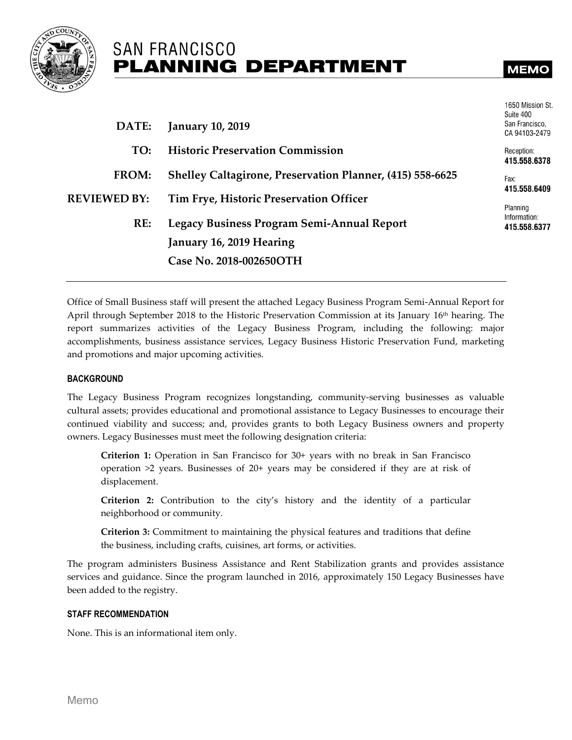# SAN FRANCISCO PLANNING DEPARTMENT

**MEMO**

1650 Mission St.
Suite 400
San Francisco,
CA 94103-2479

Reception:
**415.558.6378**

Fax:
**415.558.6409**

Planning
Information:
**415.558.6377**

**DATE:** **January 10, 2019**

**TO:** **Historic Preservation Commission**

**FROM:** **Shelley Caltagirone, Preservation Planner, (415) 558-6625**

**REVIEWED BY:** **Tim Frye, Historic Preservation Officer**

**RE:** **Legacy Business Program Semi-Annual Report**
**January 16, 2019 Hearing**
**Case No. 2018-002650OTH**

---

Office of Small Business staff will present the attached Legacy Business Program Semi-Annual Report for April through September 2018 to the Historic Preservation Commission at its January 16th hearing. The report summarizes activities of the Legacy Business Program, including the following: major accomplishments, business assistance services, Legacy Business Historic Preservation Fund, marketing and promotions and major upcoming activities.

## BACKGROUND

The Legacy Business Program recognizes longstanding, community-serving businesses as valuable cultural assets; provides educational and promotional assistance to Legacy Businesses to encourage their continued viability and success; and, provides grants to both Legacy Business owners and property owners. Legacy Businesses must meet the following designation criteria:

> **Criterion 1:** Operation in San Francisco for 30+ years with no break in San Francisco operation >2 years. Businesses of 20+ years may be considered if they are at risk of displacement.
>
> **Criterion 2:** Contribution to the city's history and the identity of a particular neighborhood or community.
>
> **Criterion 3:** Commitment to maintaining the physical features and traditions that define the business, including crafts, cuisines, art forms, or activities.

The program administers Business Assistance and Rent Stabilization grants and provides assistance services and guidance. Since the program launched in 2016, approximately 150 Legacy Businesses have been added to the registry.

## STAFF RECOMMENDATION

None. This is an informational item only.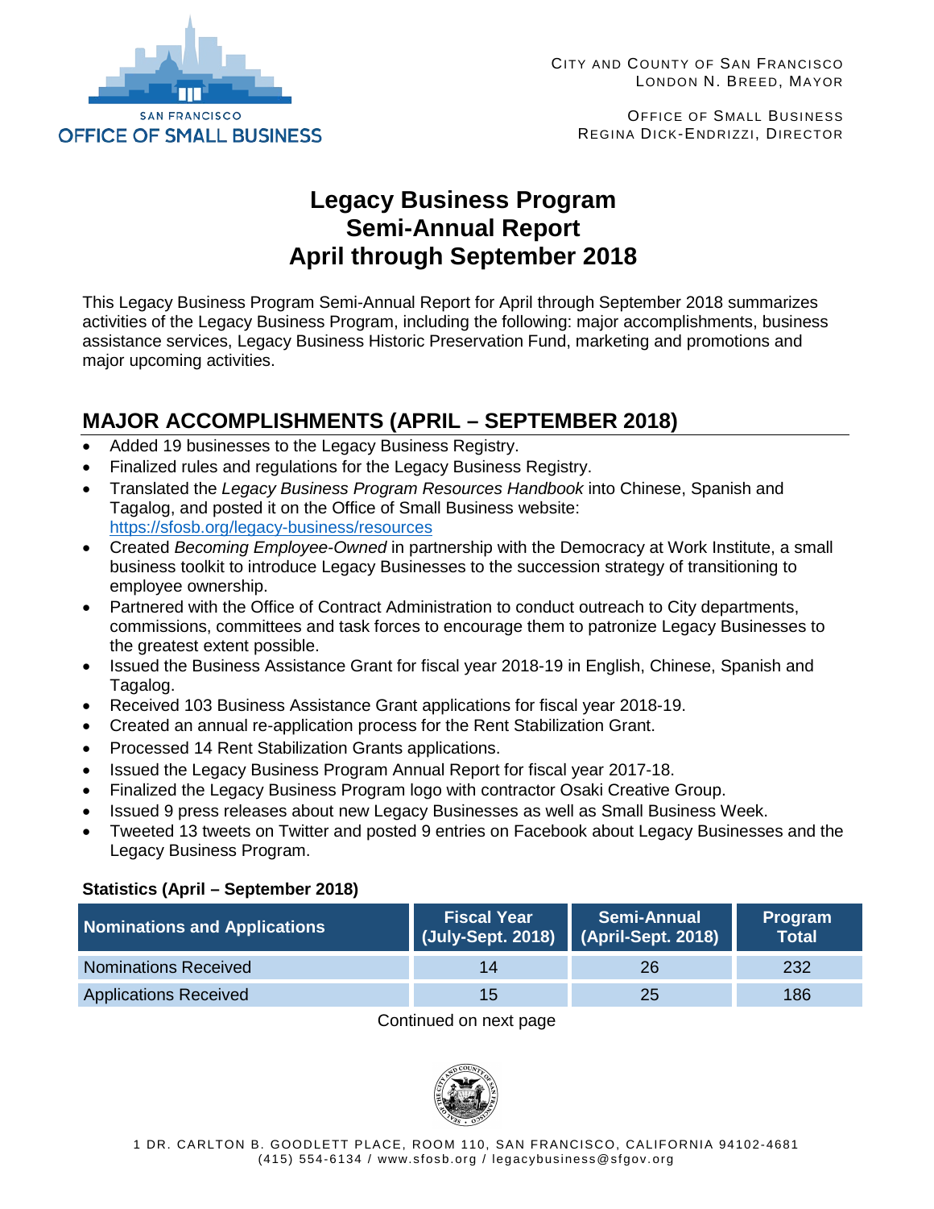CITY AND COUNTY OF SAN FRANCISCO
LONDON N. BREED, MAYOR

OFFICE OF SMALL BUSINESS
REGINA DICK-ENDRIZZI, DIRECTOR

# Legacy Business Program Semi-Annual Report April through September 2018

This Legacy Business Program Semi-Annual Report for April through September 2018 summarizes activities of the Legacy Business Program, including the following: major accomplishments, business assistance services, Legacy Business Historic Preservation Fund, marketing and promotions and major upcoming activities.

## MAJOR ACCOMPLISHMENTS (APRIL – SEPTEMBER 2018)

- Added 19 businesses to the Legacy Business Registry.
- Finalized rules and regulations for the Legacy Business Registry.
- Translated the *Legacy Business Program Resources Handbook* into Chinese, Spanish and Tagalog, and posted it on the Office of Small Business website: https://sfosb.org/legacy-business/resources
- Created *Becoming Employee-Owned* in partnership with the Democracy at Work Institute, a small business toolkit to introduce Legacy Businesses to the succession strategy of transitioning to employee ownership.
- Partnered with the Office of Contract Administration to conduct outreach to City departments, commissions, committees and task forces to encourage them to patronize Legacy Businesses to the greatest extent possible.
- Issued the Business Assistance Grant for fiscal year 2018-19 in English, Chinese, Spanish and Tagalog.
- Received 103 Business Assistance Grant applications for fiscal year 2018-19.
- Created an annual re-application process for the Rent Stabilization Grant.
- Processed 14 Rent Stabilization Grants applications.
- Issued the Legacy Business Program Annual Report for fiscal year 2017-18.
- Finalized the Legacy Business Program logo with contractor Osaki Creative Group.
- Issued 9 press releases about new Legacy Businesses as well as Small Business Week.
- Tweeted 13 tweets on Twitter and posted 9 entries on Facebook about Legacy Businesses and the Legacy Business Program.

### Statistics (April – September 2018)

| Nominations and Applications | Fiscal Year (July-Sept. 2018) | Semi-Annual (April-Sept. 2018) | Program Total |
|---|---|---|---|
| Nominations Received | 14 | 26 | 232 |
| Applications Received | 15 | 25 | 186 |

Continued on next page

1 DR. CARLTON B. GOODLETT PLACE, ROOM 110, SAN FRANCISCO, CALIFORNIA 94102-4681
(415) 554-6134 / www.sfosb.org / legacybusiness@sfgov.org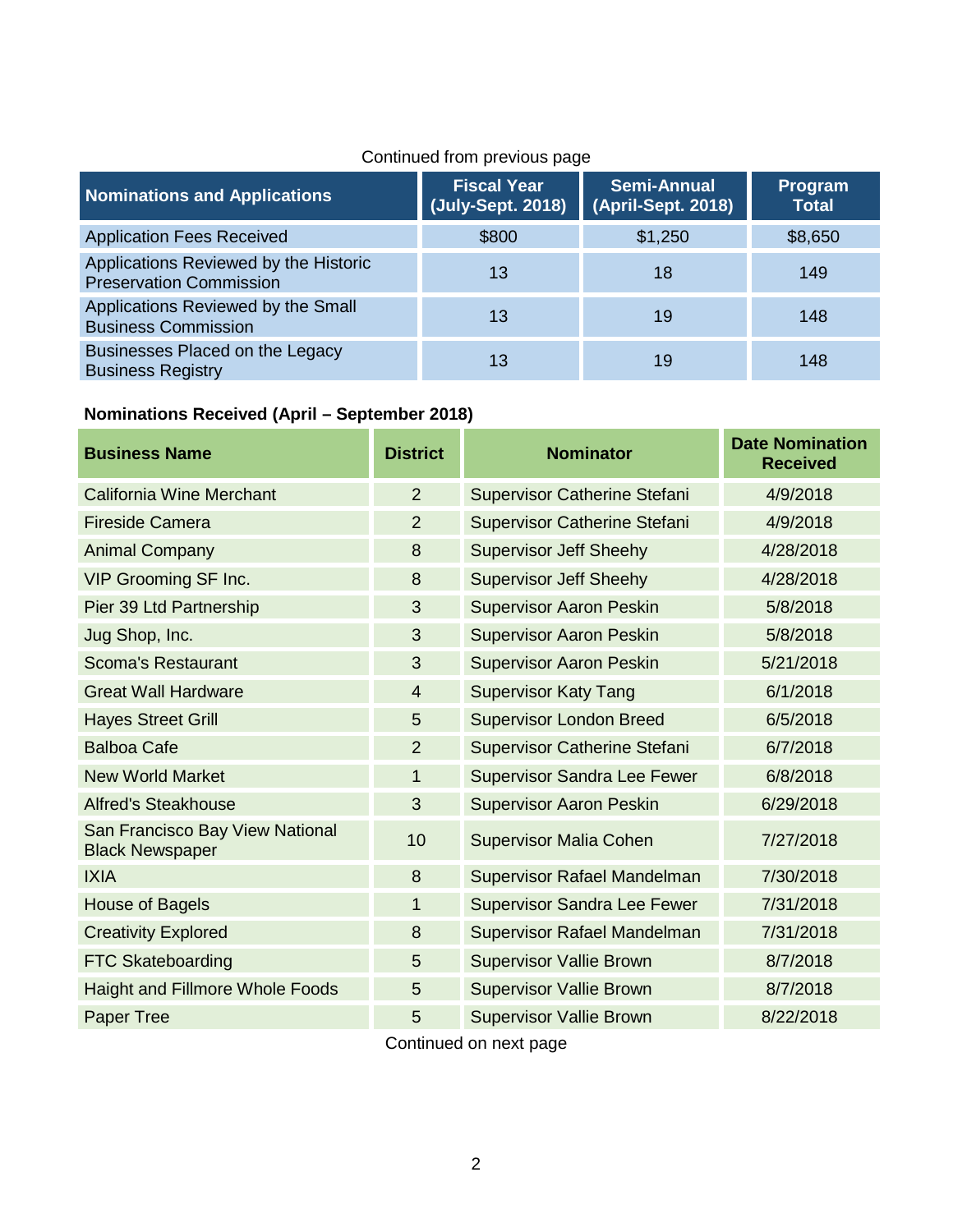Continued from previous page

| Nominations and Applications | Fiscal Year (July-Sept. 2018) | Semi-Annual (April-Sept. 2018) | Program Total |
|---|---|---|---|
| Application Fees Received | $800 | $1,250 | $8,650 |
| Applications Reviewed by the Historic Preservation Commission | 13 | 18 | 149 |
| Applications Reviewed by the Small Business Commission | 13 | 19 | 148 |
| Businesses Placed on the Legacy Business Registry | 13 | 19 | 148 |

**Nominations Received (April – September 2018)**

| Business Name | District | Nominator | Date Nomination Received |
|---|---|---|---|
| California Wine Merchant | 2 | Supervisor Catherine Stefani | 4/9/2018 |
| Fireside Camera | 2 | Supervisor Catherine Stefani | 4/9/2018 |
| Animal Company | 8 | Supervisor Jeff Sheehy | 4/28/2018 |
| VIP Grooming SF Inc. | 8 | Supervisor Jeff Sheehy | 4/28/2018 |
| Pier 39 Ltd Partnership | 3 | Supervisor Aaron Peskin | 5/8/2018 |
| Jug Shop, Inc. | 3 | Supervisor Aaron Peskin | 5/8/2018 |
| Scoma's Restaurant | 3 | Supervisor Aaron Peskin | 5/21/2018 |
| Great Wall Hardware | 4 | Supervisor Katy Tang | 6/1/2018 |
| Hayes Street Grill | 5 | Supervisor London Breed | 6/5/2018 |
| Balboa Cafe | 2 | Supervisor Catherine Stefani | 6/7/2018 |
| New World Market | 1 | Supervisor Sandra Lee Fewer | 6/8/2018 |
| Alfred's Steakhouse | 3 | Supervisor Aaron Peskin | 6/29/2018 |
| San Francisco Bay View National Black Newspaper | 10 | Supervisor Malia Cohen | 7/27/2018 |
| IXIA | 8 | Supervisor Rafael Mandelman | 7/30/2018 |
| House of Bagels | 1 | Supervisor Sandra Lee Fewer | 7/31/2018 |
| Creativity Explored | 8 | Supervisor Rafael Mandelman | 7/31/2018 |
| FTC Skateboarding | 5 | Supervisor Vallie Brown | 8/7/2018 |
| Haight and Fillmore Whole Foods | 5 | Supervisor Vallie Brown | 8/7/2018 |
| Paper Tree | 5 | Supervisor Vallie Brown | 8/22/2018 |

Continued on next page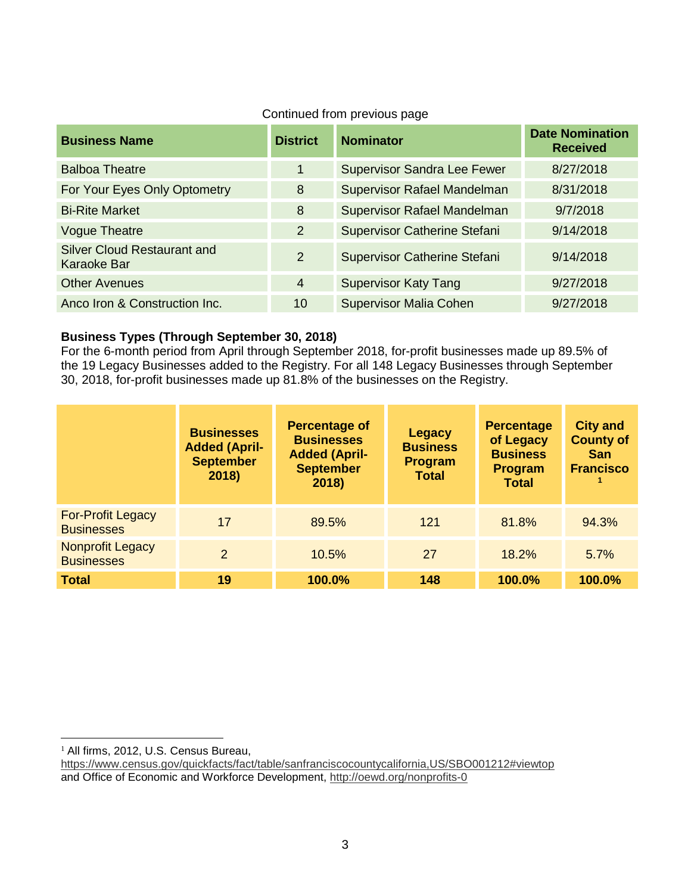Continued from previous page

| Business Name | District | Nominator | Date Nomination Received |
|---|---|---|---|
| Balboa Theatre | 1 | Supervisor Sandra Lee Fewer | 8/27/2018 |
| For Your Eyes Only Optometry | 8 | Supervisor Rafael Mandelman | 8/31/2018 |
| Bi-Rite Market | 8 | Supervisor Rafael Mandelman | 9/7/2018 |
| Vogue Theatre | 2 | Supervisor Catherine Stefani | 9/14/2018 |
| Silver Cloud Restaurant and Karaoke Bar | 2 | Supervisor Catherine Stefani | 9/14/2018 |
| Other Avenues | 4 | Supervisor Katy Tang | 9/27/2018 |
| Anco Iron & Construction Inc. | 10 | Supervisor Malia Cohen | 9/27/2018 |

**Business Types (Through September 30, 2018)**

For the 6-month period from April through September 2018, for-profit businesses made up 89.5% of the 19 Legacy Businesses added to the Registry. For all 148 Legacy Businesses through September 30, 2018, for-profit businesses made up 81.8% of the businesses on the Registry.

| | Businesses Added (April-September 2018) | Percentage of Businesses Added (April-September 2018) | Legacy Business Program Total | Percentage of Legacy Business Program Total | City and County of San Francisco [1] |
|---|---|---|---|---|---|
| For-Profit Legacy Businesses | 17 | 89.5% | 121 | 81.8% | 94.3% |
| Nonprofit Legacy Businesses | 2 | 10.5% | 27 | 18.2% | 5.7% |
| **Total** | **19** | **100.0%** | **148** | **100.0%** | **100.0%** |

[1] All firms, 2012, U.S. Census Bureau, https://www.census.gov/quickfacts/fact/table/sanfranciscocountycalifornia,US/SBO001212#viewtop and Office of Economic and Workforce Development, http://oewd.org/nonprofits-0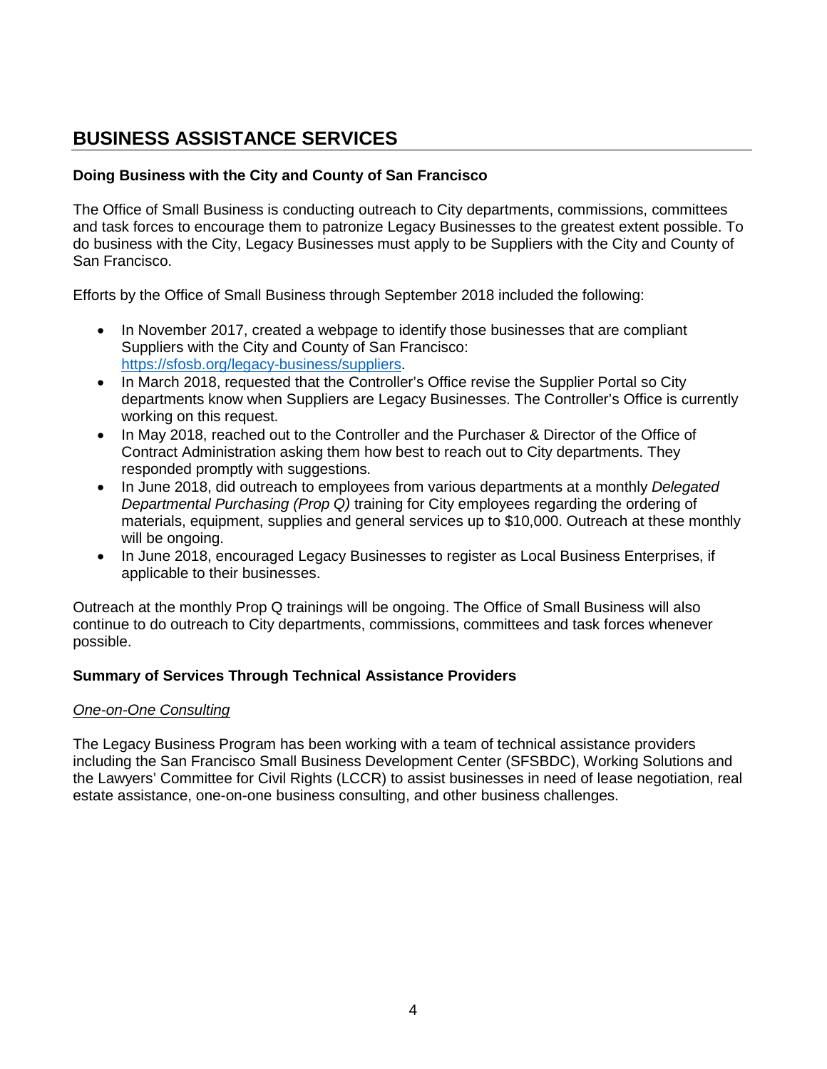## BUSINESS ASSISTANCE SERVICES

### Doing Business with the City and County of San Francisco

The Office of Small Business is conducting outreach to City departments, commissions, committees and task forces to encourage them to patronize Legacy Businesses to the greatest extent possible. To do business with the City, Legacy Businesses must apply to be Suppliers with the City and County of San Francisco.

Efforts by the Office of Small Business through September 2018 included the following:

- In November 2017, created a webpage to identify those businesses that are compliant Suppliers with the City and County of San Francisco: [https://sfosb.org/legacy-business/suppliers](https://sfosb.org/legacy-business/suppliers).
- In March 2018, requested that the Controller's Office revise the Supplier Portal so City departments know when Suppliers are Legacy Businesses. The Controller's Office is currently working on this request.
- In May 2018, reached out to the Controller and the Purchaser & Director of the Office of Contract Administration asking them how best to reach out to City departments. They responded promptly with suggestions.
- In June 2018, did outreach to employees from various departments at a monthly *Delegated Departmental Purchasing (Prop Q)* training for City employees regarding the ordering of materials, equipment, supplies and general services up to $10,000. Outreach at these monthly will be ongoing.
- In June 2018, encouraged Legacy Businesses to register as Local Business Enterprises, if applicable to their businesses.

Outreach at the monthly Prop Q trainings will be ongoing. The Office of Small Business will also continue to do outreach to City departments, commissions, committees and task forces whenever possible.

### Summary of Services Through Technical Assistance Providers

*One-on-One Consulting*

The Legacy Business Program has been working with a team of technical assistance providers including the San Francisco Small Business Development Center (SFSBDC), Working Solutions and the Lawyers' Committee for Civil Rights (LCCR) to assist businesses in need of lease negotiation, real estate assistance, one-on-one business consulting, and other business challenges.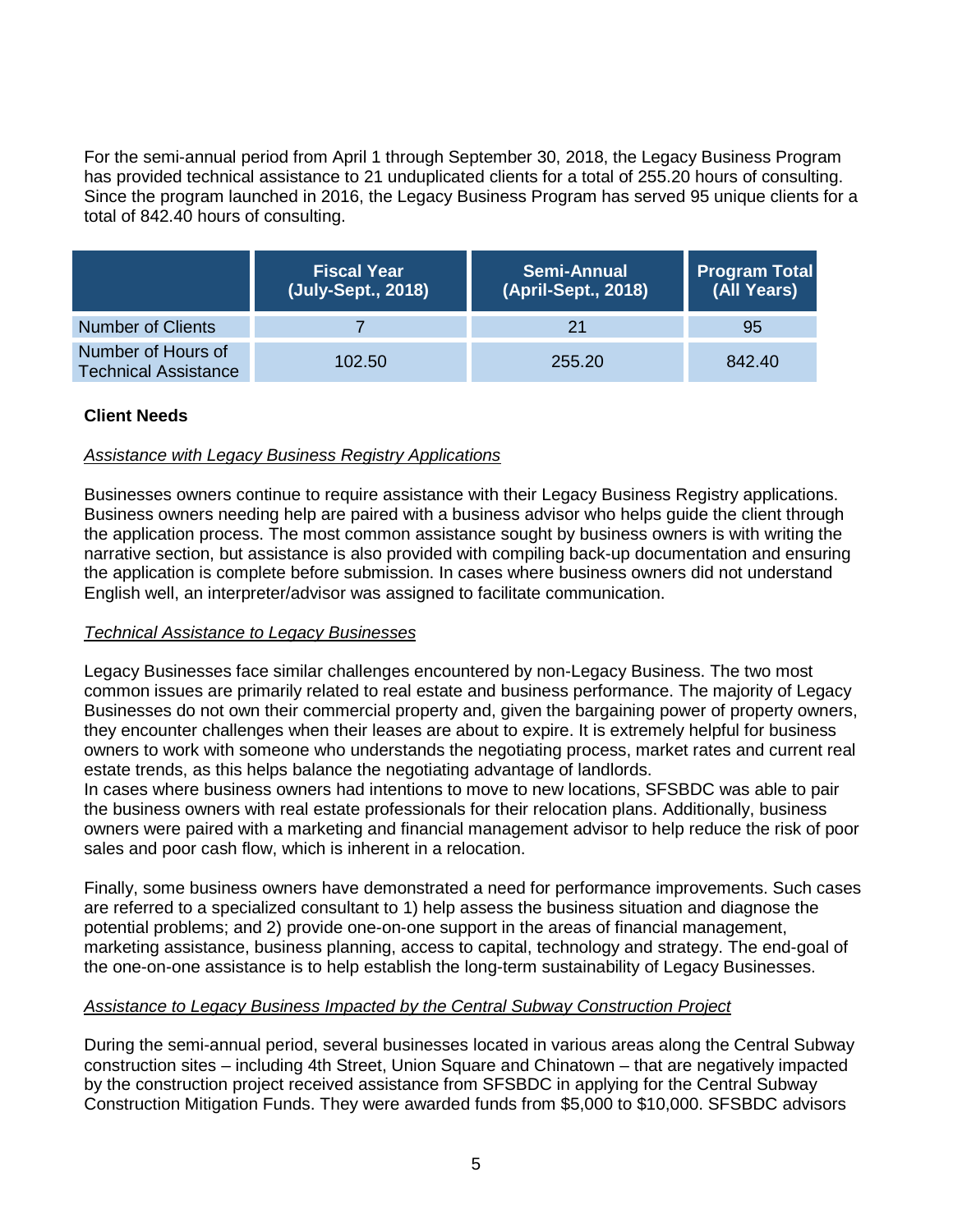For the semi-annual period from April 1 through September 30, 2018, the Legacy Business Program has provided technical assistance to 21 unduplicated clients for a total of 255.20 hours of consulting. Since the program launched in 2016, the Legacy Business Program has served 95 unique clients for a total of 842.40 hours of consulting.

| | Fiscal Year (July-Sept., 2018) | Semi-Annual (April-Sept., 2018) | Program Total (All Years) |
|---|---|---|---|
| Number of Clients | 7 | 21 | 95 |
| Number of Hours of Technical Assistance | 102.50 | 255.20 | 842.40 |

**Client Needs**

*Assistance with Legacy Business Registry Applications*

Businesses owners continue to require assistance with their Legacy Business Registry applications. Business owners needing help are paired with a business advisor who helps guide the client through the application process. The most common assistance sought by business owners is with writing the narrative section, but assistance is also provided with compiling back-up documentation and ensuring the application is complete before submission. In cases where business owners did not understand English well, an interpreter/advisor was assigned to facilitate communication.

*Technical Assistance to Legacy Businesses*

Legacy Businesses face similar challenges encountered by non-Legacy Business. The two most common issues are primarily related to real estate and business performance. The majority of Legacy Businesses do not own their commercial property and, given the bargaining power of property owners, they encounter challenges when their leases are about to expire. It is extremely helpful for business owners to work with someone who understands the negotiating process, market rates and current real estate trends, as this helps balance the negotiating advantage of landlords.
In cases where business owners had intentions to move to new locations, SFSBDC was able to pair the business owners with real estate professionals for their relocation plans. Additionally, business owners were paired with a marketing and financial management advisor to help reduce the risk of poor sales and poor cash flow, which is inherent in a relocation.

Finally, some business owners have demonstrated a need for performance improvements. Such cases are referred to a specialized consultant to 1) help assess the business situation and diagnose the potential problems; and 2) provide one-on-one support in the areas of financial management, marketing assistance, business planning, access to capital, technology and strategy. The end-goal of the one-on-one assistance is to help establish the long-term sustainability of Legacy Businesses.

*Assistance to Legacy Business Impacted by the Central Subway Construction Project*

During the semi-annual period, several businesses located in various areas along the Central Subway construction sites – including 4th Street, Union Square and Chinatown – that are negatively impacted by the construction project received assistance from SFSBDC in applying for the Central Subway Construction Mitigation Funds. They were awarded funds from $5,000 to $10,000. SFSBDC advisors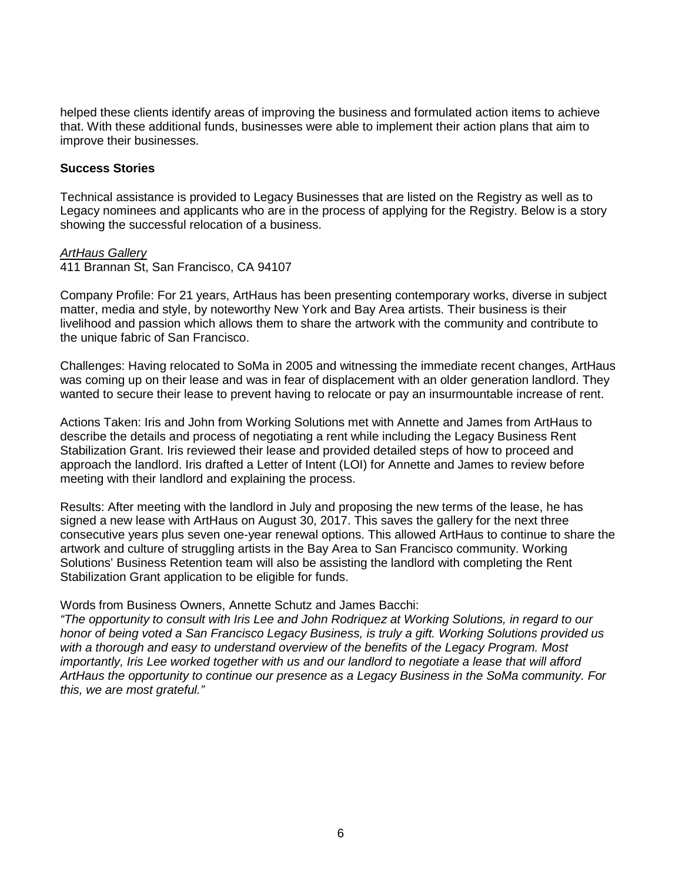helped these clients identify areas of improving the business and formulated action items to achieve that. With these additional funds, businesses were able to implement their action plans that aim to improve their businesses.

**Success Stories**

Technical assistance is provided to Legacy Businesses that are listed on the Registry as well as to Legacy nominees and applicants who are in the process of applying for the Registry. Below is a story showing the successful relocation of a business.

*ArtHaus Gallery*
411 Brannan St, San Francisco, CA 94107

Company Profile: For 21 years, ArtHaus has been presenting contemporary works, diverse in subject matter, media and style, by noteworthy New York and Bay Area artists. Their business is their livelihood and passion which allows them to share the artwork with the community and contribute to the unique fabric of San Francisco.

Challenges: Having relocated to SoMa in 2005 and witnessing the immediate recent changes, ArtHaus was coming up on their lease and was in fear of displacement with an older generation landlord. They wanted to secure their lease to prevent having to relocate or pay an insurmountable increase of rent.

Actions Taken: Iris and John from Working Solutions met with Annette and James from ArtHaus to describe the details and process of negotiating a rent while including the Legacy Business Rent Stabilization Grant. Iris reviewed their lease and provided detailed steps of how to proceed and approach the landlord. Iris drafted a Letter of Intent (LOI) for Annette and James to review before meeting with their landlord and explaining the process.

Results: After meeting with the landlord in July and proposing the new terms of the lease, he has signed a new lease with ArtHaus on August 30, 2017. This saves the gallery for the next three consecutive years plus seven one-year renewal options. This allowed ArtHaus to continue to share the artwork and culture of struggling artists in the Bay Area to San Francisco community. Working Solutions' Business Retention team will also be assisting the landlord with completing the Rent Stabilization Grant application to be eligible for funds.

Words from Business Owners, Annette Schutz and James Bacchi:
*"The opportunity to consult with Iris Lee and John Rodriquez at Working Solutions, in regard to our honor of being voted a San Francisco Legacy Business, is truly a gift. Working Solutions provided us with a thorough and easy to understand overview of the benefits of the Legacy Program. Most importantly, Iris Lee worked together with us and our landlord to negotiate a lease that will afford ArtHaus the opportunity to continue our presence as a Legacy Business in the SoMa community. For this, we are most grateful."*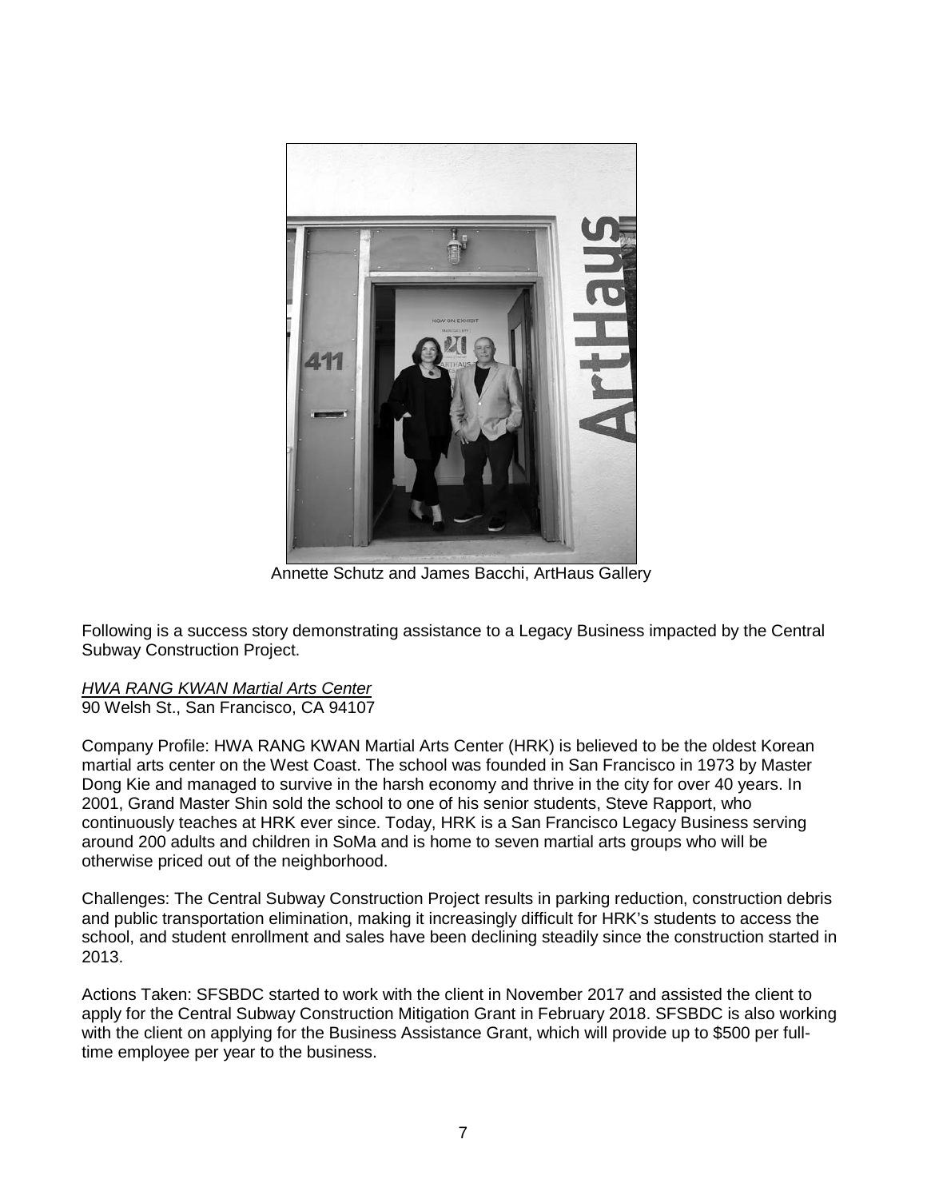Annette Schutz and James Bacchi, ArtHaus Gallery

Following is a success story demonstrating assistance to a Legacy Business impacted by the Central Subway Construction Project.

*HWA RANG KWAN Martial Arts Center*
90 Welsh St., San Francisco, CA 94107

Company Profile: HWA RANG KWAN Martial Arts Center (HRK) is believed to be the oldest Korean martial arts center on the West Coast. The school was founded in San Francisco in 1973 by Master Dong Kie and managed to survive in the harsh economy and thrive in the city for over 40 years. In 2001, Grand Master Shin sold the school to one of his senior students, Steve Rapport, who continuously teaches at HRK ever since. Today, HRK is a San Francisco Legacy Business serving around 200 adults and children in SoMa and is home to seven martial arts groups who will be otherwise priced out of the neighborhood.

Challenges: The Central Subway Construction Project results in parking reduction, construction debris and public transportation elimination, making it increasingly difficult for HRK's students to access the school, and student enrollment and sales have been declining steadily since the construction started in 2013.

Actions Taken: SFSBDC started to work with the client in November 2017 and assisted the client to apply for the Central Subway Construction Mitigation Grant in February 2018. SFSBDC is also working with the client on applying for the Business Assistance Grant, which will provide up to $500 per full-time employee per year to the business.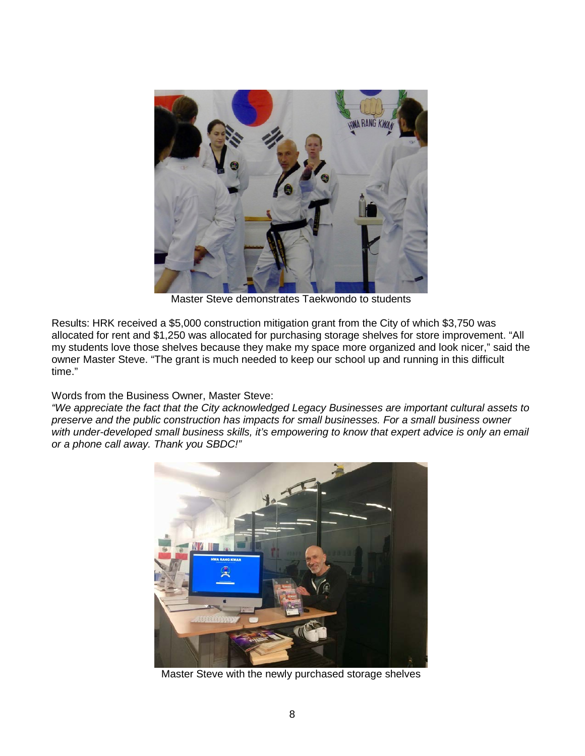Master Steve demonstrates Taekwondo to students

Results: HRK received a $5,000 construction mitigation grant from the City of which $3,750 was allocated for rent and $1,250 was allocated for purchasing storage shelves for store improvement. “All my students love those shelves because they make my space more organized and look nicer,” said the owner Master Steve. “The grant is much needed to keep our school up and running in this difficult time.”

Words from the Business Owner, Master Steve:

*“We appreciate the fact that the City acknowledged Legacy Businesses are important cultural assets to preserve and the public construction has impacts for small businesses. For a small business owner with under-developed small business skills, it’s empowering to know that expert advice is only an email or a phone call away. Thank you SBDC!”*

Master Steve with the newly purchased storage shelves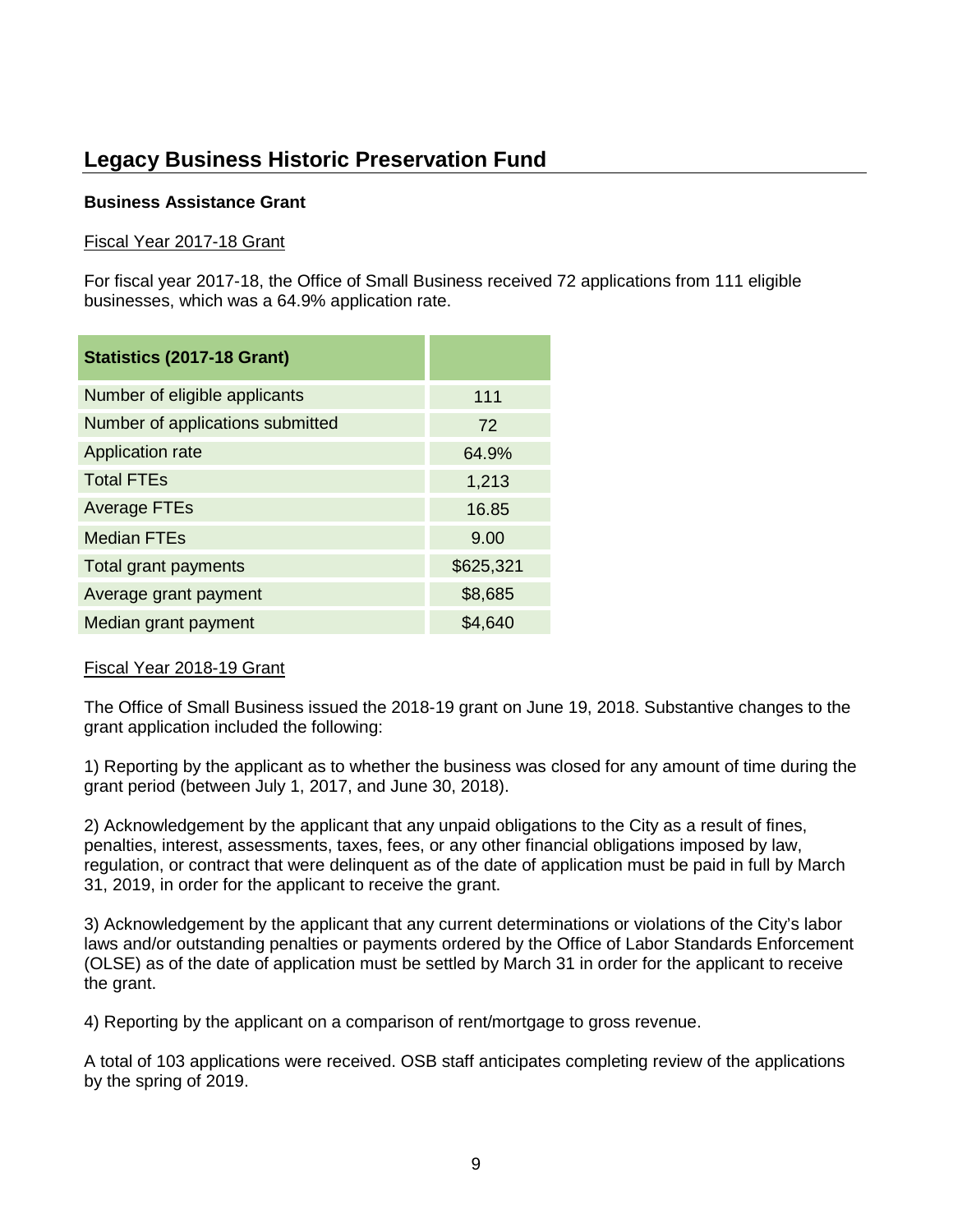## Legacy Business Historic Preservation Fund

**Business Assistance Grant**

Fiscal Year 2017-18 Grant

For fiscal year 2017-18, the Office of Small Business received 72 applications from 111 eligible businesses, which was a 64.9% application rate.

| Statistics (2017-18 Grant) | |
|---|---|
| Number of eligible applicants | 111 |
| Number of applications submitted | 72 |
| Application rate | 64.9% |
| Total FTEs | 1,213 |
| Average FTEs | 16.85 |
| Median FTEs | 9.00 |
| Total grant payments | $625,321 |
| Average grant payment | $8,685 |
| Median grant payment | $4,640 |

Fiscal Year 2018-19 Grant

The Office of Small Business issued the 2018-19 grant on June 19, 2018. Substantive changes to the grant application included the following:

1) Reporting by the applicant as to whether the business was closed for any amount of time during the grant period (between July 1, 2017, and June 30, 2018).

2) Acknowledgement by the applicant that any unpaid obligations to the City as a result of fines, penalties, interest, assessments, taxes, fees, or any other financial obligations imposed by law, regulation, or contract that were delinquent as of the date of application must be paid in full by March 31, 2019, in order for the applicant to receive the grant.

3) Acknowledgement by the applicant that any current determinations or violations of the City's labor laws and/or outstanding penalties or payments ordered by the Office of Labor Standards Enforcement (OLSE) as of the date of application must be settled by March 31 in order for the applicant to receive the grant.

4) Reporting by the applicant on a comparison of rent/mortgage to gross revenue.

A total of 103 applications were received. OSB staff anticipates completing review of the applications by the spring of 2019.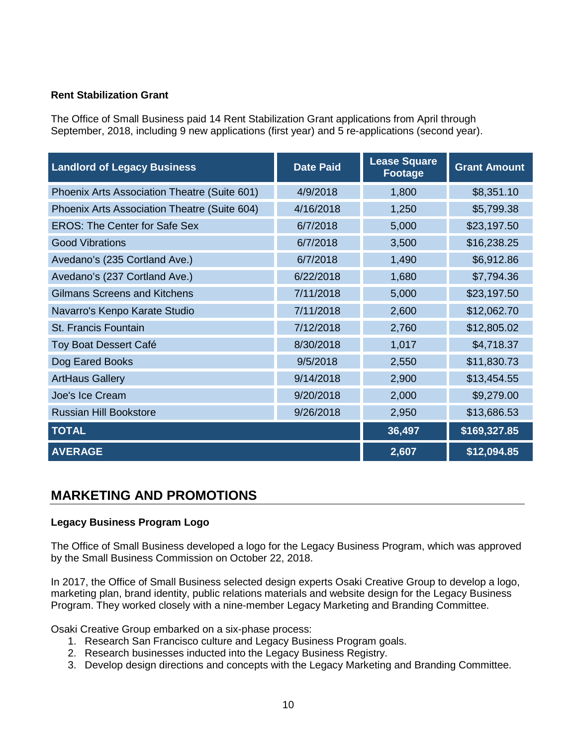**Rent Stabilization Grant**

The Office of Small Business paid 14 Rent Stabilization Grant applications from April through September, 2018, including 9 new applications (first year) and 5 re-applications (second year).

| Landlord of Legacy Business | Date Paid | Lease Square Footage | Grant Amount |
|---|---|---|---|
| Phoenix Arts Association Theatre (Suite 601) | 4/9/2018 | 1,800 | $8,351.10 |
| Phoenix Arts Association Theatre (Suite 604) | 4/16/2018 | 1,250 | $5,799.38 |
| EROS: The Center for Safe Sex | 6/7/2018 | 5,000 | $23,197.50 |
| Good Vibrations | 6/7/2018 | 3,500 | $16,238.25 |
| Avedano's (235 Cortland Ave.) | 6/7/2018 | 1,490 | $6,912.86 |
| Avedano's (237 Cortland Ave.) | 6/22/2018 | 1,680 | $7,794.36 |
| Gilmans Screens and Kitchens | 7/11/2018 | 5,000 | $23,197.50 |
| Navarro's Kenpo Karate Studio | 7/11/2018 | 2,600 | $12,062.70 |
| St. Francis Fountain | 7/12/2018 | 2,760 | $12,805.02 |
| Toy Boat Dessert Café | 8/30/2018 | 1,017 | $4,718.37 |
| Dog Eared Books | 9/5/2018 | 2,550 | $11,830.73 |
| ArtHaus Gallery | 9/14/2018 | 2,900 | $13,454.55 |
| Joe's Ice Cream | 9/20/2018 | 2,000 | $9,279.00 |
| Russian Hill Bookstore | 9/26/2018 | 2,950 | $13,686.53 |
| **TOTAL** | | **36,497** | **$169,327.85** |
| **AVERAGE** | | **2,607** | **$12,094.85** |

## MARKETING AND PROMOTIONS

**Legacy Business Program Logo**

The Office of Small Business developed a logo for the Legacy Business Program, which was approved by the Small Business Commission on October 22, 2018.

In 2017, the Office of Small Business selected design experts Osaki Creative Group to develop a logo, marketing plan, brand identity, public relations materials and website design for the Legacy Business Program. They worked closely with a nine-member Legacy Marketing and Branding Committee.

Osaki Creative Group embarked on a six-phase process:

1. Research San Francisco culture and Legacy Business Program goals.
2. Research businesses inducted into the Legacy Business Registry.
3. Develop design directions and concepts with the Legacy Marketing and Branding Committee.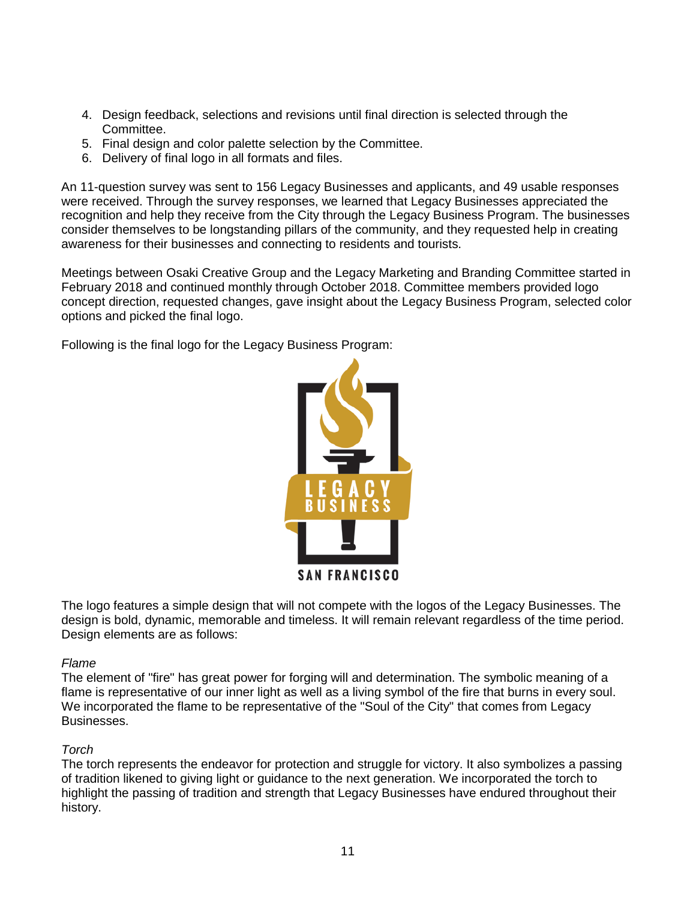4. Design feedback, selections and revisions until final direction is selected through the Committee.
5. Final design and color palette selection by the Committee.
6. Delivery of final logo in all formats and files.

An 11-question survey was sent to 156 Legacy Businesses and applicants, and 49 usable responses were received. Through the survey responses, we learned that Legacy Businesses appreciated the recognition and help they receive from the City through the Legacy Business Program. The businesses consider themselves to be longstanding pillars of the community, and they requested help in creating awareness for their businesses and connecting to residents and tourists.

Meetings between Osaki Creative Group and the Legacy Marketing and Branding Committee started in February 2018 and continued monthly through October 2018. Committee members provided logo concept direction, requested changes, gave insight about the Legacy Business Program, selected color options and picked the final logo.

Following is the final logo for the Legacy Business Program:

LEGACY BUSINESS

SAN FRANCISCO

The logo features a simple design that will not compete with the logos of the Legacy Businesses. The design is bold, dynamic, memorable and timeless. It will remain relevant regardless of the time period. Design elements are as follows:

*Flame*

The element of "fire" has great power for forging will and determination. The symbolic meaning of a flame is representative of our inner light as well as a living symbol of the fire that burns in every soul. We incorporated the flame to be representative of the "Soul of the City" that comes from Legacy Businesses.

*Torch*

The torch represents the endeavor for protection and struggle for victory. It also symbolizes a passing of tradition likened to giving light or guidance to the next generation. We incorporated the torch to highlight the passing of tradition and strength that Legacy Businesses have endured throughout their history.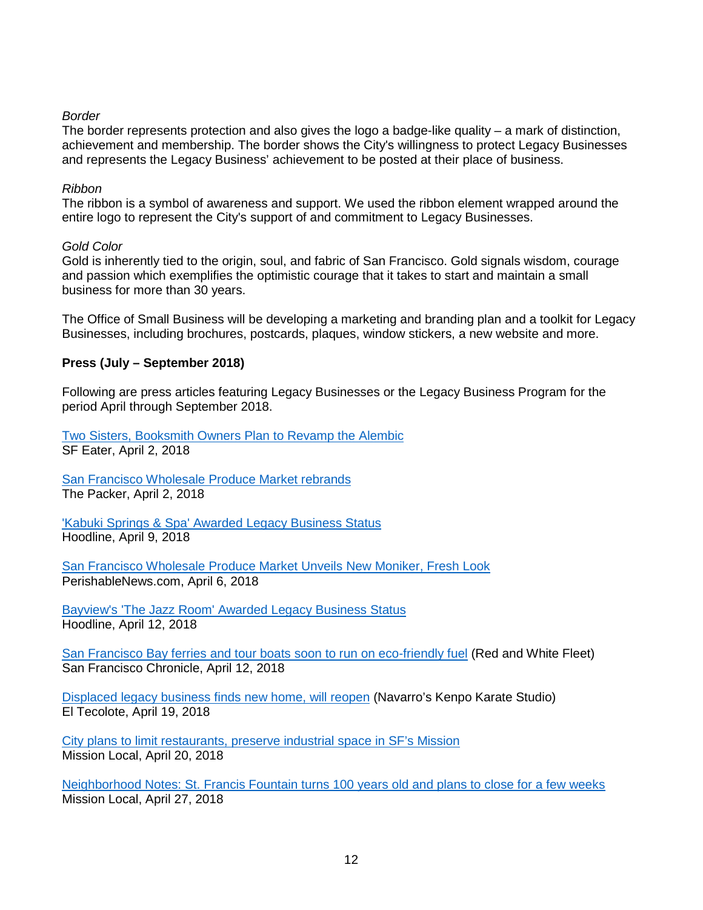*Border*
The border represents protection and also gives the logo a badge-like quality – a mark of distinction, achievement and membership. The border shows the City's willingness to protect Legacy Businesses and represents the Legacy Business' achievement to be posted at their place of business.

*Ribbon*
The ribbon is a symbol of awareness and support. We used the ribbon element wrapped around the entire logo to represent the City's support of and commitment to Legacy Businesses.

*Gold Color*
Gold is inherently tied to the origin, soul, and fabric of San Francisco. Gold signals wisdom, courage and passion which exemplifies the optimistic courage that it takes to start and maintain a small business for more than 30 years.

The Office of Small Business will be developing a marketing and branding plan and a toolkit for Legacy Businesses, including brochures, postcards, plaques, window stickers, a new website and more.

**Press (July – September 2018)**

Following are press articles featuring Legacy Businesses or the Legacy Business Program for the period April through September 2018.

Two Sisters, Booksmith Owners Plan to Revamp the Alembic
SF Eater, April 2, 2018

San Francisco Wholesale Produce Market rebrands
The Packer, April 2, 2018

'Kabuki Springs & Spa' Awarded Legacy Business Status
Hoodline, April 9, 2018

San Francisco Wholesale Produce Market Unveils New Moniker, Fresh Look
PerishableNews.com, April 6, 2018

Bayview's 'The Jazz Room' Awarded Legacy Business Status
Hoodline, April 12, 2018

San Francisco Bay ferries and tour boats soon to run on eco-friendly fuel (Red and White Fleet)
San Francisco Chronicle, April 12, 2018

Displaced legacy business finds new home, will reopen (Navarro's Kenpo Karate Studio)
El Tecolote, April 19, 2018

City plans to limit restaurants, preserve industrial space in SF's Mission
Mission Local, April 20, 2018

Neighborhood Notes: St. Francis Fountain turns 100 years old and plans to close for a few weeks
Mission Local, April 27, 2018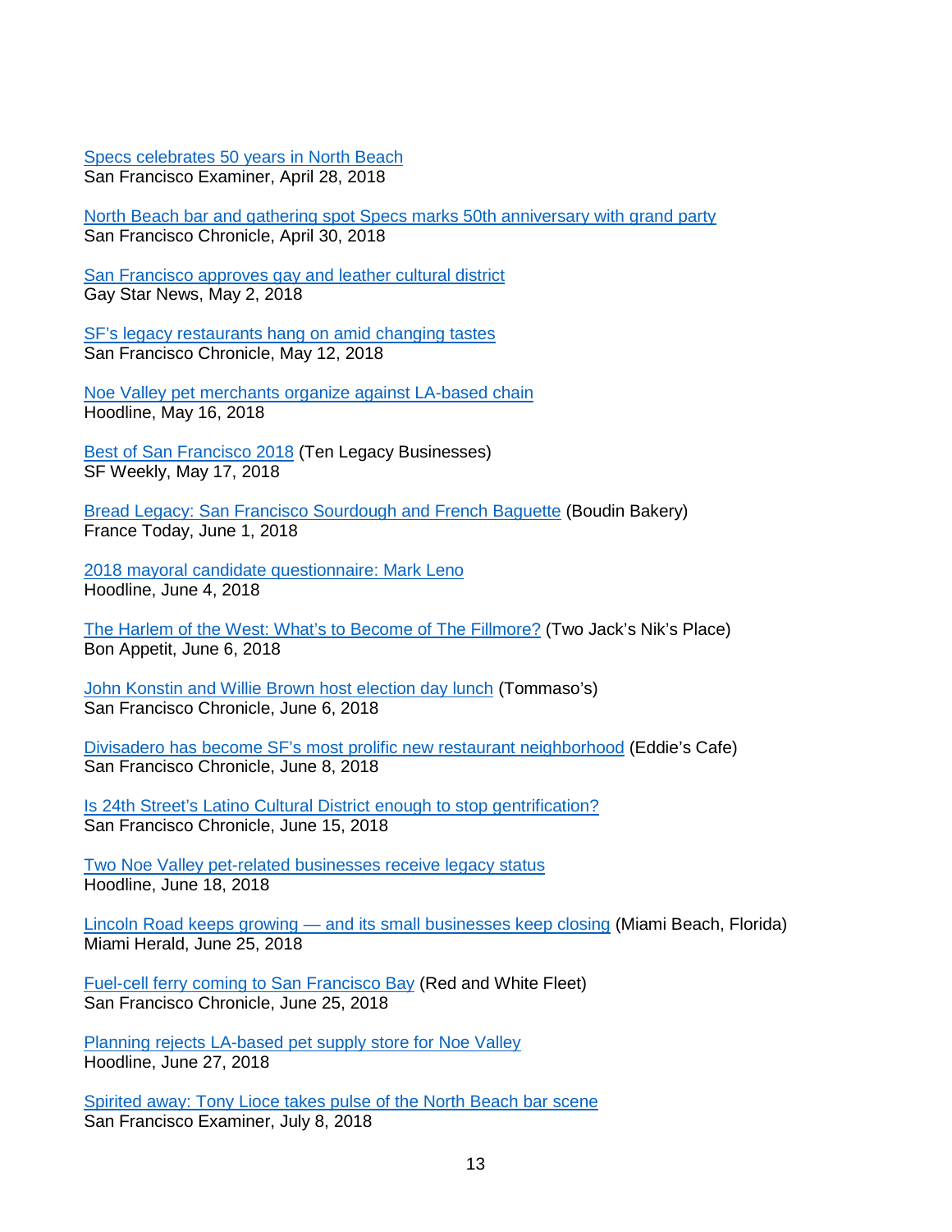Specs celebrates 50 years in North Beach
San Francisco Examiner, April 28, 2018

North Beach bar and gathering spot Specs marks 50th anniversary with grand party
San Francisco Chronicle, April 30, 2018

San Francisco approves gay and leather cultural district
Gay Star News, May 2, 2018

SF's legacy restaurants hang on amid changing tastes
San Francisco Chronicle, May 12, 2018

Noe Valley pet merchants organize against LA-based chain
Hoodline, May 16, 2018

Best of San Francisco 2018 (Ten Legacy Businesses)
SF Weekly, May 17, 2018

Bread Legacy: San Francisco Sourdough and French Baguette (Boudin Bakery)
France Today, June 1, 2018

2018 mayoral candidate questionnaire: Mark Leno
Hoodline, June 4, 2018

The Harlem of the West: What's to Become of The Fillmore? (Two Jack's Nik's Place)
Bon Appetit, June 6, 2018

John Konstin and Willie Brown host election day lunch (Tommaso's)
San Francisco Chronicle, June 6, 2018

Divisadero has become SF's most prolific new restaurant neighborhood (Eddie's Cafe)
San Francisco Chronicle, June 8, 2018

Is 24th Street's Latino Cultural District enough to stop gentrification?
San Francisco Chronicle, June 15, 2018

Two Noe Valley pet-related businesses receive legacy status
Hoodline, June 18, 2018

Lincoln Road keeps growing — and its small businesses keep closing (Miami Beach, Florida)
Miami Herald, June 25, 2018

Fuel-cell ferry coming to San Francisco Bay (Red and White Fleet)
San Francisco Chronicle, June 25, 2018

Planning rejects LA-based pet supply store for Noe Valley
Hoodline, June 27, 2018

Spirited away: Tony Lioce takes pulse of the North Beach bar scene
San Francisco Examiner, July 8, 2018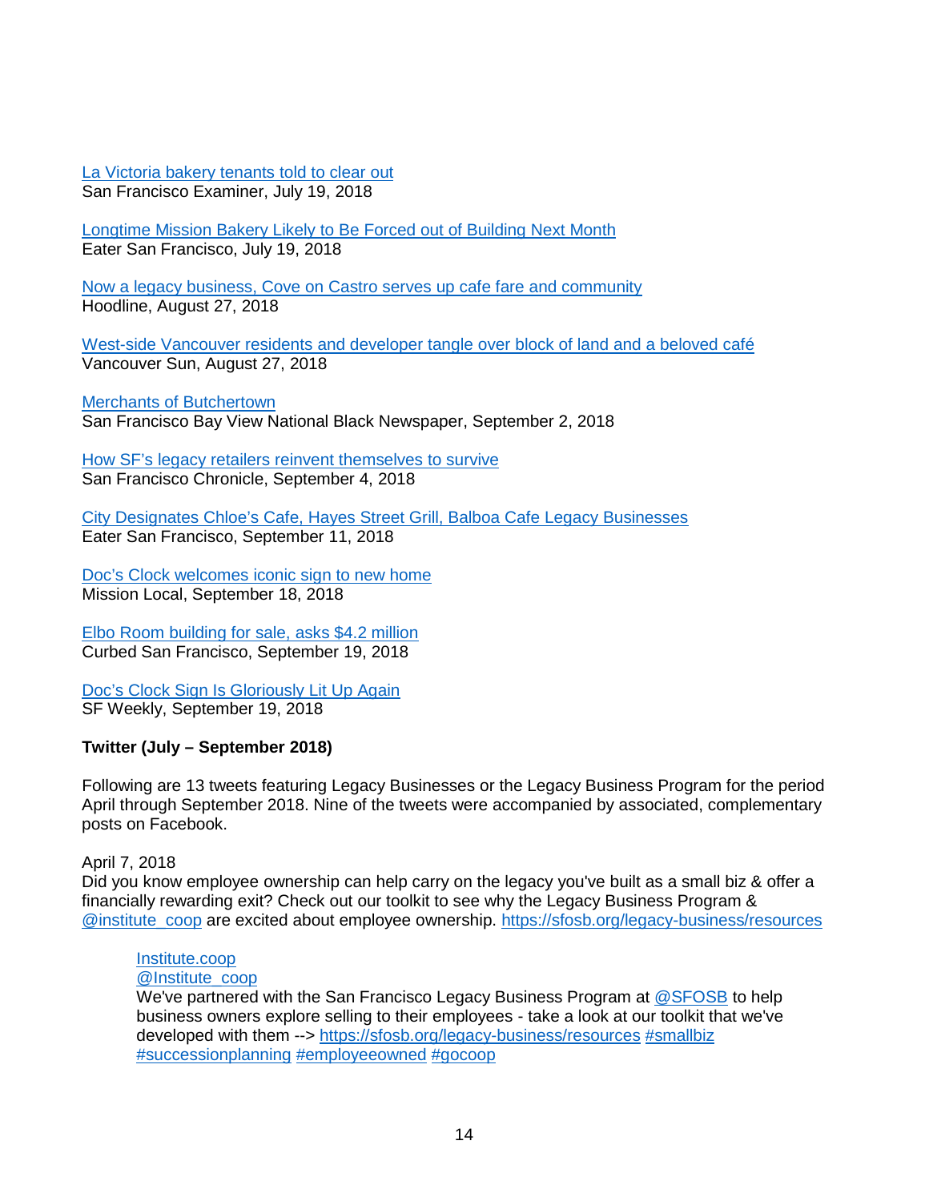[La Victoria bakery tenants told to clear out](#)
San Francisco Examiner, July 19, 2018

[Longtime Mission Bakery Likely to Be Forced out of Building Next Month](#)
Eater San Francisco, July 19, 2018

[Now a legacy business, Cove on Castro serves up cafe fare and community](#)
Hoodline, August 27, 2018

[West-side Vancouver residents and developer tangle over block of land and a beloved café](#)
Vancouver Sun, August 27, 2018

[Merchants of Butchertown](#)
San Francisco Bay View National Black Newspaper, September 2, 2018

[How SF's legacy retailers reinvent themselves to survive](#)
San Francisco Chronicle, September 4, 2018

[City Designates Chloe's Cafe, Hayes Street Grill, Balboa Cafe Legacy Businesses](#)
Eater San Francisco, September 11, 2018

[Doc's Clock welcomes iconic sign to new home](#)
Mission Local, September 18, 2018

[Elbo Room building for sale, asks $4.2 million](#)
Curbed San Francisco, September 19, 2018

[Doc's Clock Sign Is Gloriously Lit Up Again](#)
SF Weekly, September 19, 2018

**Twitter (July – September 2018)**

Following are 13 tweets featuring Legacy Businesses or the Legacy Business Program for the period April through September 2018. Nine of the tweets were accompanied by associated, complementary posts on Facebook.

April 7, 2018
Did you know employee ownership can help carry on the legacy you've built as a small biz & offer a financially rewarding exit? Check out our toolkit to see why the Legacy Business Program & @institute_coop are excited about employee ownership. https://sfosb.org/legacy-business/resources

> Institute.coop
> @Institute_coop
> We've partnered with the San Francisco Legacy Business Program at @SFOSB to help business owners explore selling to their employees - take a look at our toolkit that we've developed with them --> https://sfosb.org/legacy-business/resources #smallbiz #successionplanning #employeeowned #gocoop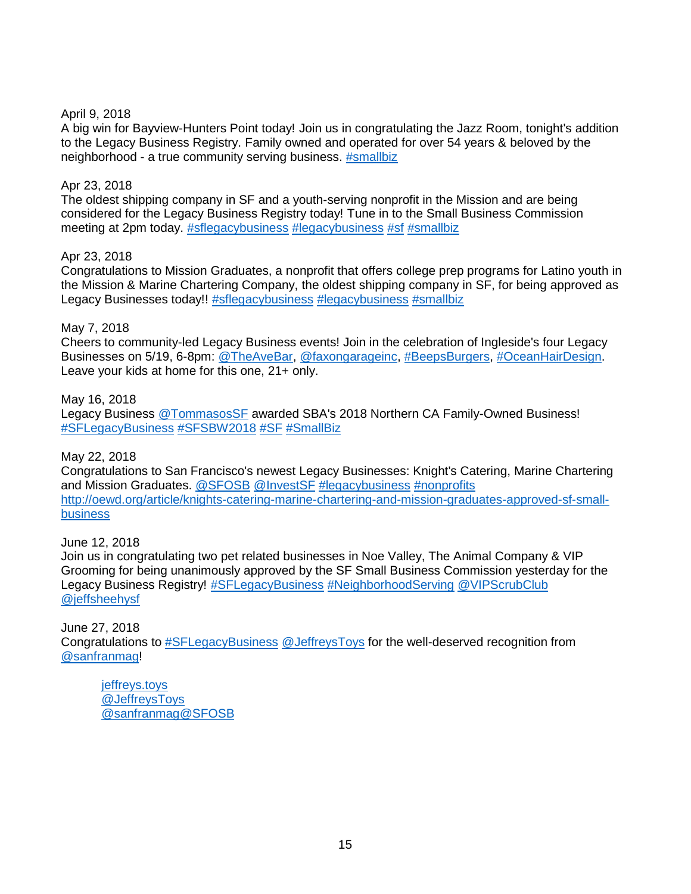April 9, 2018
A big win for Bayview-Hunters Point today! Join us in congratulating the Jazz Room, tonight's addition to the Legacy Business Registry. Family owned and operated for over 54 years & beloved by the neighborhood - a true community serving business. #smallbiz

Apr 23, 2018
The oldest shipping company in SF and a youth-serving nonprofit in the Mission and are being considered for the Legacy Business Registry today! Tune in to the Small Business Commission meeting at 2pm today. #sflegacybusiness #legacybusiness #sf #smallbiz

Apr 23, 2018
Congratulations to Mission Graduates, a nonprofit that offers college prep programs for Latino youth in the Mission & Marine Chartering Company, the oldest shipping company in SF, for being approved as Legacy Businesses today!! #sflegacybusiness #legacybusiness #smallbiz

May 7, 2018
Cheers to community-led Legacy Business events! Join in the celebration of Ingleside's four Legacy Businesses on 5/19, 6-8pm: @TheAveBar, @faxongarageinc, #BeepsBurgers, #OceanHairDesign. Leave your kids at home for this one, 21+ only.

May 16, 2018
Legacy Business @TommasosSF awarded SBA's 2018 Northern CA Family-Owned Business! #SFLegacyBusiness #SFSBW2018 #SF #SmallBiz

May 22, 2018
Congratulations to San Francisco's newest Legacy Businesses: Knight's Catering, Marine Chartering and Mission Graduates. @SFOSB @InvestSF #legacybusiness #nonprofits http://oewd.org/article/knights-catering-marine-chartering-and-mission-graduates-approved-sf-small-business

June 12, 2018
Join us in congratulating two pet related businesses in Noe Valley, The Animal Company & VIP Grooming for being unanimously approved by the SF Small Business Commission yesterday for the Legacy Business Registry! #SFLegacyBusiness #NeighborhoodServing @VIPScrubClub @jeffsheehysf

June 27, 2018
Congratulations to #SFLegacyBusiness @JeffreysToys for the well-deserved recognition from @sanfranmag!

> jeffreys.toys
> @JeffreysToys
> @sanfranmag@SFOSB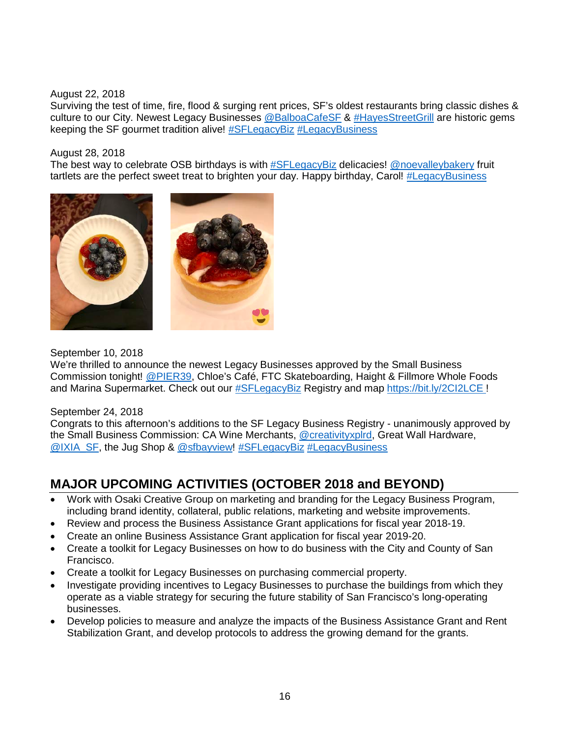August 22, 2018
Surviving the test of time, fire, flood & surging rent prices, SF's oldest restaurants bring classic dishes & culture to our City. Newest Legacy Businesses @BalboaCafeSF & #HayesStreetGrill are historic gems keeping the SF gourmet tradition alive! #SFLegacyBiz #LegacyBusiness

August 28, 2018
The best way to celebrate OSB birthdays is with #SFLegacyBiz delicacies! @noevalleybakery fruit tartlets are the perfect sweet treat to brighten your day. Happy birthday, Carol! #LegacyBusiness

September 10, 2018
We're thrilled to announce the newest Legacy Businesses approved by the Small Business Commission tonight! @PIER39, Chloe's Café, FTC Skateboarding, Haight & Fillmore Whole Foods and Marina Supermarket. Check out our #SFLegacyBiz Registry and map https://bit.ly/2CI2LCE !

September 24, 2018
Congrats to this afternoon's additions to the SF Legacy Business Registry - unanimously approved by the Small Business Commission: CA Wine Merchants, @creativityxplrd, Great Wall Hardware, @IXIA_SF, the Jug Shop & @sfbayview! #SFLegacyBiz #LegacyBusiness

## MAJOR UPCOMING ACTIVITIES (OCTOBER 2018 and BEYOND)

- Work with Osaki Creative Group on marketing and branding for the Legacy Business Program, including brand identity, collateral, public relations, marketing and website improvements.
- Review and process the Business Assistance Grant applications for fiscal year 2018-19.
- Create an online Business Assistance Grant application for fiscal year 2019-20.
- Create a toolkit for Legacy Businesses on how to do business with the City and County of San Francisco.
- Create a toolkit for Legacy Businesses on purchasing commercial property.
- Investigate providing incentives to Legacy Businesses to purchase the buildings from which they operate as a viable strategy for securing the future stability of San Francisco's long-operating businesses.
- Develop policies to measure and analyze the impacts of the Business Assistance Grant and Rent Stabilization Grant, and develop protocols to address the growing demand for the grants.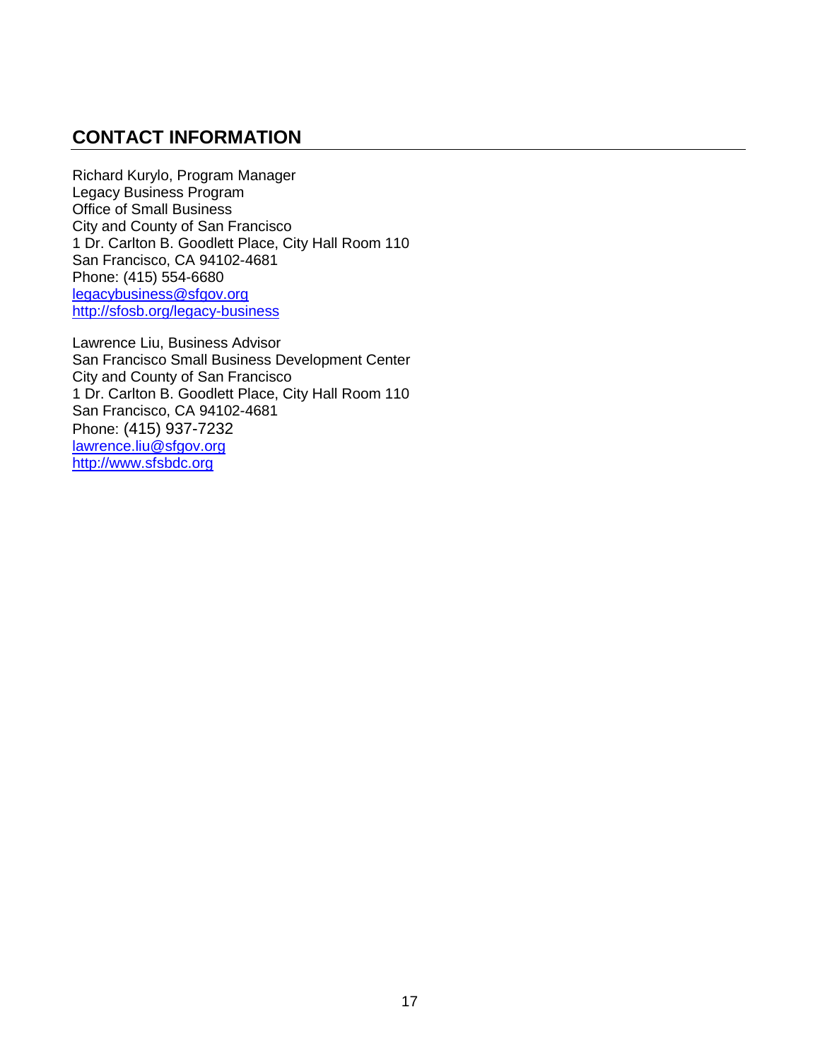## CONTACT INFORMATION

Richard Kurylo, Program Manager
Legacy Business Program
Office of Small Business
City and County of San Francisco
1 Dr. Carlton B. Goodlett Place, City Hall Room 110
San Francisco, CA 94102-4681
Phone: (415) 554-6680
legacybusiness@sfgov.org
http://sfosb.org/legacy-business

Lawrence Liu, Business Advisor
San Francisco Small Business Development Center
City and County of San Francisco
1 Dr. Carlton B. Goodlett Place, City Hall Room 110
San Francisco, CA 94102-4681
Phone: (415) 937-7232
lawrence.liu@sfgov.org
http://www.sfsbdc.org